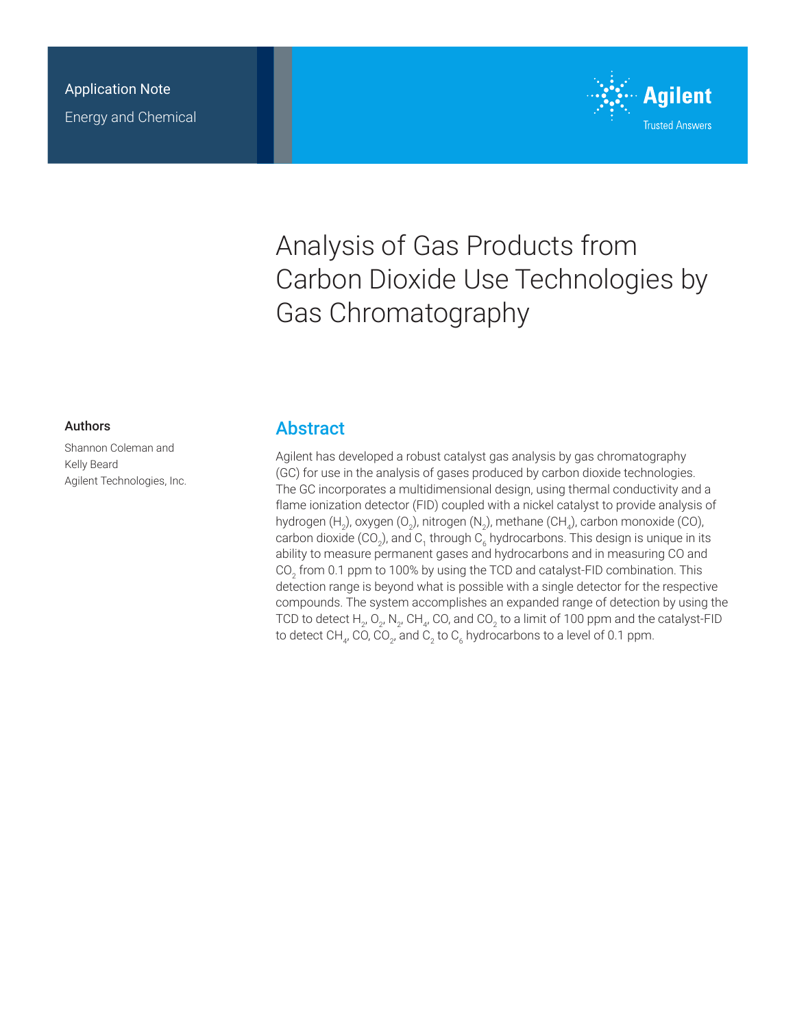Application Note

Energy and Chemical

# Analysis of Gas Products from Carbon Dioxide Use Technologies by Gas Chromatography

## Authors

Shannon Coleman and Kelly Beard
Agilent Technologies, Inc.

## Abstract

Agilent has developed a robust catalyst gas analysis by gas chromatography (GC) for use in the analysis of gases produced by carbon dioxide technologies. The GC incorporates a multidimensional design, using thermal conductivity and a flame ionization detector (FID) coupled with a nickel catalyst to provide analysis of hydrogen ($H_2$), oxygen ($O_2$), nitrogen ($N_2$), methane ($CH_4$), carbon monoxide (CO), carbon dioxide ($CO_2$), and $C_1$ through $C_6$ hydrocarbons. This design is unique in its ability to measure permanent gases and hydrocarbons and in measuring CO and $CO_2$ from 0.1 ppm to 100% by using the TCD and catalyst-FID combination. This detection range is beyond what is possible with a single detector for the respective compounds. The system accomplishes an expanded range of detection by using the TCD to detect $H_2$, $O_2$, $N_2$, $CH_4$, CO, and $CO_2$ to a limit of 100 ppm and the catalyst-FID to detect $CH_4$, CO, $CO_2$, and $C_2$ to $C_6$ hydrocarbons to a level of 0.1 ppm.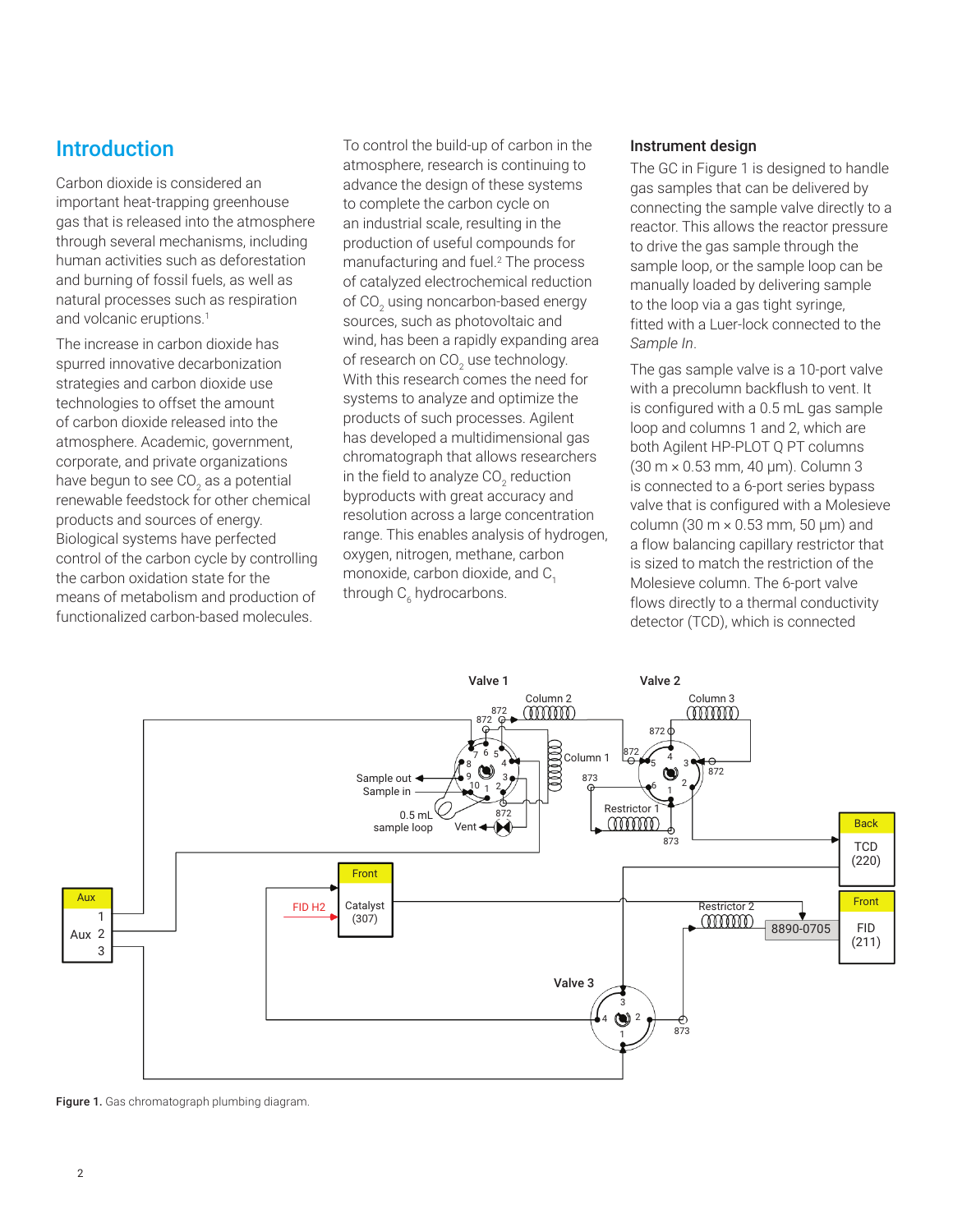## Introduction

Carbon dioxide is considered an important heat-trapping greenhouse gas that is released into the atmosphere through several mechanisms, including human activities such as deforestation and burning of fossil fuels, as well as natural processes such as respiration and volcanic eruptions.[1]

The increase in carbon dioxide has spurred innovative decarbonization strategies and carbon dioxide use technologies to offset the amount of carbon dioxide released into the atmosphere. Academic, government, corporate, and private organizations have begun to see $CO_2$ as a potential renewable feedstock for other chemical products and sources of energy. Biological systems have perfected control of the carbon cycle by controlling the carbon oxidation state for the means of metabolism and production of functionalized carbon-based molecules.

To control the build-up of carbon in the atmosphere, research is continuing to advance the design of these systems to complete the carbon cycle on an industrial scale, resulting in the production of useful compounds for manufacturing and fuel.[2] The process of catalyzed electrochemical reduction of $CO_2$ using noncarbon-based energy sources, such as photovoltaic and wind, has been a rapidly expanding area of research on $CO_2$ use technology. With this research comes the need for systems to analyze and optimize the products of such processes. Agilent has developed a multidimensional gas chromatograph that allows researchers in the field to analyze $CO_2$ reduction byproducts with great accuracy and resolution across a large concentration range. This enables analysis of hydrogen, oxygen, nitrogen, methane, carbon monoxide, carbon dioxide, and $C_1$ through $C_6$ hydrocarbons.

### Instrument design

The GC in Figure 1 is designed to handle gas samples that can be delivered by connecting the sample valve directly to a reactor. This allows the reactor pressure to drive the gas sample through the sample loop, or the sample loop can be manually loaded by delivering sample to the loop via a gas tight syringe, fitted with a Luer-lock connected to the *Sample In*.

The gas sample valve is a 10-port valve with a precolumn backflush to vent. It is configured with a 0.5 mL gas sample loop and columns 1 and 2, which are both Agilent HP-PLOT Q PT columns (30 m × 0.53 mm, 40 µm). Column 3 is connected to a 6-port series bypass valve that is configured with a Molesieve column (30 m × 0.53 mm, 50 µm) and a flow balancing capillary restrictor that is sized to match the restriction of the Molesieve column. The 6-port valve flows directly to a thermal conductivity detector (TCD), which is connected

**Figure 1.** Gas chromatograph plumbing diagram.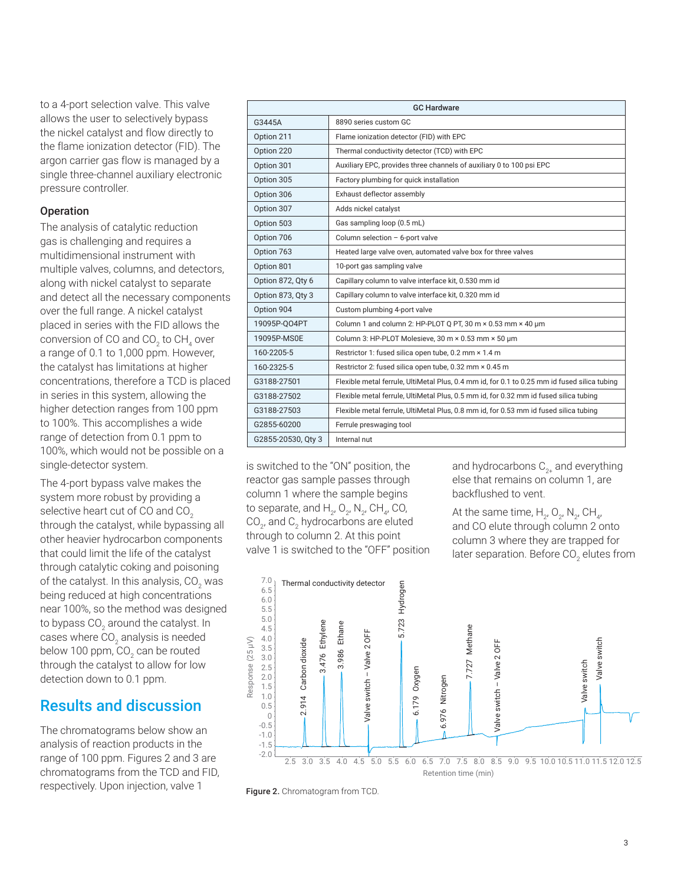to a 4-port selection valve. This valve allows the user to selectively bypass the nickel catalyst and flow directly to the flame ionization detector (FID). The argon carrier gas flow is managed by a single three-channel auxiliary electronic pressure controller.

### Operation

The analysis of catalytic reduction gas is challenging and requires a multidimensional instrument with multiple valves, columns, and detectors, along with nickel catalyst to separate and detect all the necessary components over the full range. A nickel catalyst placed in series with the FID allows the conversion of CO and $CO_2$ to $CH_4$ over a range of 0.1 to 1,000 ppm. However, the catalyst has limitations at higher concentrations, therefore a TCD is placed in series in this system, allowing the higher detection ranges from 100 ppm to 100%. This accomplishes a wide range of detection from 0.1 ppm to 100%, which would not be possible on a single-detector system.

The 4-port bypass valve makes the system more robust by providing a selective heart cut of CO and $CO_2$ through the catalyst, while bypassing all other heavier hydrocarbon components that could limit the life of the catalyst through catalytic coking and poisoning of the catalyst. In this analysis, $CO_2$ was being reduced at high concentrations near 100%, so the method was designed to bypass $CO_2$ around the catalyst. In cases where $CO_2$ analysis is needed below 100 ppm, $CO_2$ can be routed through the catalyst to allow for low detection down to 0.1 ppm.

## Results and discussion

The chromatograms below show an analysis of reaction products in the range of 100 ppm. Figures 2 and 3 are chromatograms from the TCD and FID, respectively. Upon injection, valve 1 is switched to the "ON" position, the reactor gas sample passes through column 1 where the sample begins to separate, and $H_2$, $O_2$, $N_2$, $CH_4$, CO, $CO_2$, and $C_2$ hydrocarbons are eluted through to column 2. At this point valve 1 is switched to the "OFF" position and hydrocarbons $C_{2+}$ and everything else that remains on column 1, are backflushed to vent.

At the same time, $H_2$, $O_2$, $N_2$, $CH_4$, and CO elute through column 2 onto column 3 where they are trapped for later separation. Before $CO_2$ elutes from

| GC Hardware | |
|---|---|
| G3445A | 8890 series custom GC |
| Option 211 | Flame ionization detector (FID) with EPC |
| Option 220 | Thermal conductivity detector (TCD) with EPC |
| Option 301 | Auxiliary EPC, provides three channels of auxiliary 0 to 100 psi EPC |
| Option 305 | Factory plumbing for quick installation |
| Option 306 | Exhaust deflector assembly |
| Option 307 | Adds nickel catalyst |
| Option 503 | Gas sampling loop (0.5 mL) |
| Option 706 | Column selection – 6-port valve |
| Option 763 | Heated large valve oven, automated valve box for three valves |
| Option 801 | 10-port gas sampling valve |
| Option 872, Qty 6 | Capillary column to valve interface kit, 0.530 mm id |
| Option 873, Qty 3 | Capillary column to valve interface kit, 0.320 mm id |
| Option 904 | Custom plumbing 4-port valve |
| 19095P-QO4PT | Column 1 and column 2: HP-PLOT Q PT, 30 m × 0.53 mm × 40 µm |
| 19095P-MS0E | Column 3: HP-PLOT Molesieve, 30 m × 0.53 mm × 50 µm |
| 160-2205-5 | Restrictor 1: fused silica open tube, 0.2 mm × 1.4 m |
| 160-2325-5 | Restrictor 2: fused silica open tube, 0.32 mm × 0.45 m |
| G3188-27501 | Flexible metal ferrule, UltiMetal Plus, 0.4 mm id, for 0.1 to 0.25 mm id fused silica tubing |
| G3188-27502 | Flexible metal ferrule, UltiMetal Plus, 0.5 mm id, for 0.32 mm id fused silica tubing |
| G3188-27503 | Flexible metal ferrule, UltiMetal Plus, 0.8 mm id, for 0.53 mm id fused silica tubing |
| G2855-60200 | Ferrule preswaging tool |
| G2855-20530, Qty 3 | Internal nut |

**Figure 2.** Chromatogram from TCD.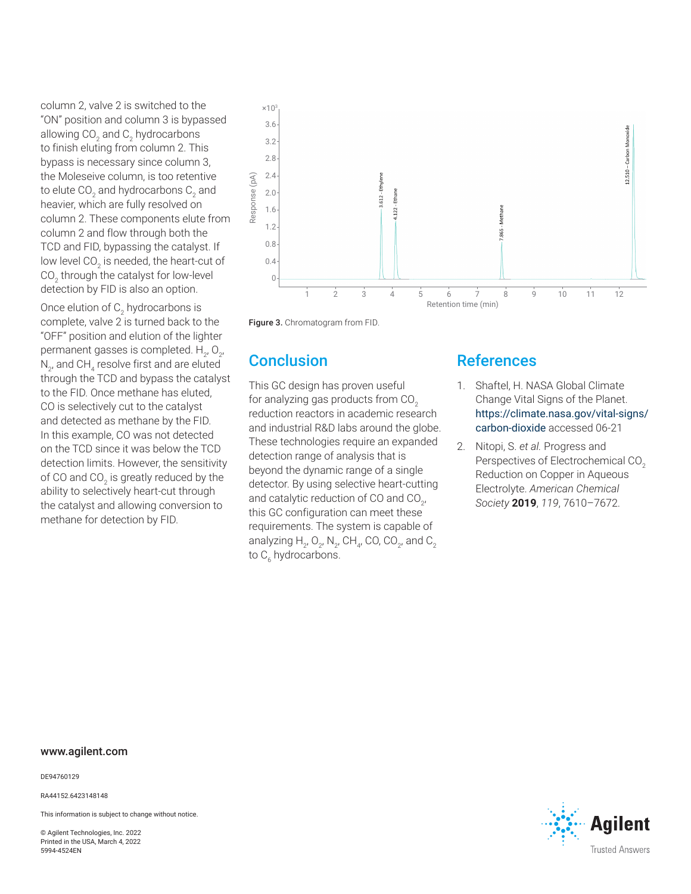column 2, valve 2 is switched to the "ON" position and column 3 is bypassed allowing $CO_2$ and $C_2$ hydrocarbons to finish eluting from column 2. This bypass is necessary since column 3, the Moleseive column, is too retentive to elute $CO_2$ and hydrocarbons $C_2$ and heavier, which are fully resolved on column 2. These components elute from column 2 and flow through both the TCD and FID, bypassing the catalyst. If low level $CO_2$ is needed, the heart-cut of $CO_2$ through the catalyst for low-level detection by FID is also an option.

Once elution of $C_2$ hydrocarbons is complete, valve 2 is turned back to the "OFF" position and elution of the lighter permanent gasses is completed. $H_2$, $O_2$, $N_2$, and $CH_4$ resolve first and are eluted through the TCD and bypass the catalyst to the FID. Once methane has eluted, CO is selectively cut to the catalyst and detected as methane by the FID. In this example, CO was not detected on the TCD since it was below the TCD detection limits. However, the sensitivity of CO and $CO_2$ is greatly reduced by the ability to selectively heart-cut through the catalyst and allowing conversion to methane for detection by FID.

×10³
Response (pA)
0, 0.4, 0.8, 1.2, 1.6, 2.0, 2.4, 2.8, 3.2, 3.6
Retention time (min)
1, 2, 3, 4, 5, 6, 7, 8, 9, 10, 11, 12
3.612 - Ethylene
4.122 - Ethane
7.865 - Methane
12.510 – Carbon Monoxide

**Figure 3.** Chromatogram from FID.

## Conclusion

This GC design has proven useful for analyzing gas products from $CO_2$ reduction reactors in academic research and industrial R&D labs around the globe. These technologies require an expanded detection range of analysis that is beyond the dynamic range of a single detector. By using selective heart-cutting and catalytic reduction of CO and $CO_2$, this GC configuration can meet these requirements. The system is capable of analyzing $H_2$, $O_2$, $N_2$, $CH_4$, CO, $CO_2$, and $C_2$ to $C_6$ hydrocarbons.

## References

1. Shaftel, H. NASA Global Climate Change Vital Signs of the Planet. https://climate.nasa.gov/vital-signs/carbon-dioxide accessed 06-21
2. Nitopi, S. *et al.* Progress and Perspectives of Electrochemical $CO_2$ Reduction on Copper in Aqueous Electrolyte. *American Chemical Society* **2019**, *119*, 7610–7672.

www.agilent.com

DE94760129

RA44152.6423148148

This information is subject to change without notice.

© Agilent Technologies, Inc. 2022
Printed in the USA, March 4, 2022
5994-4524EN